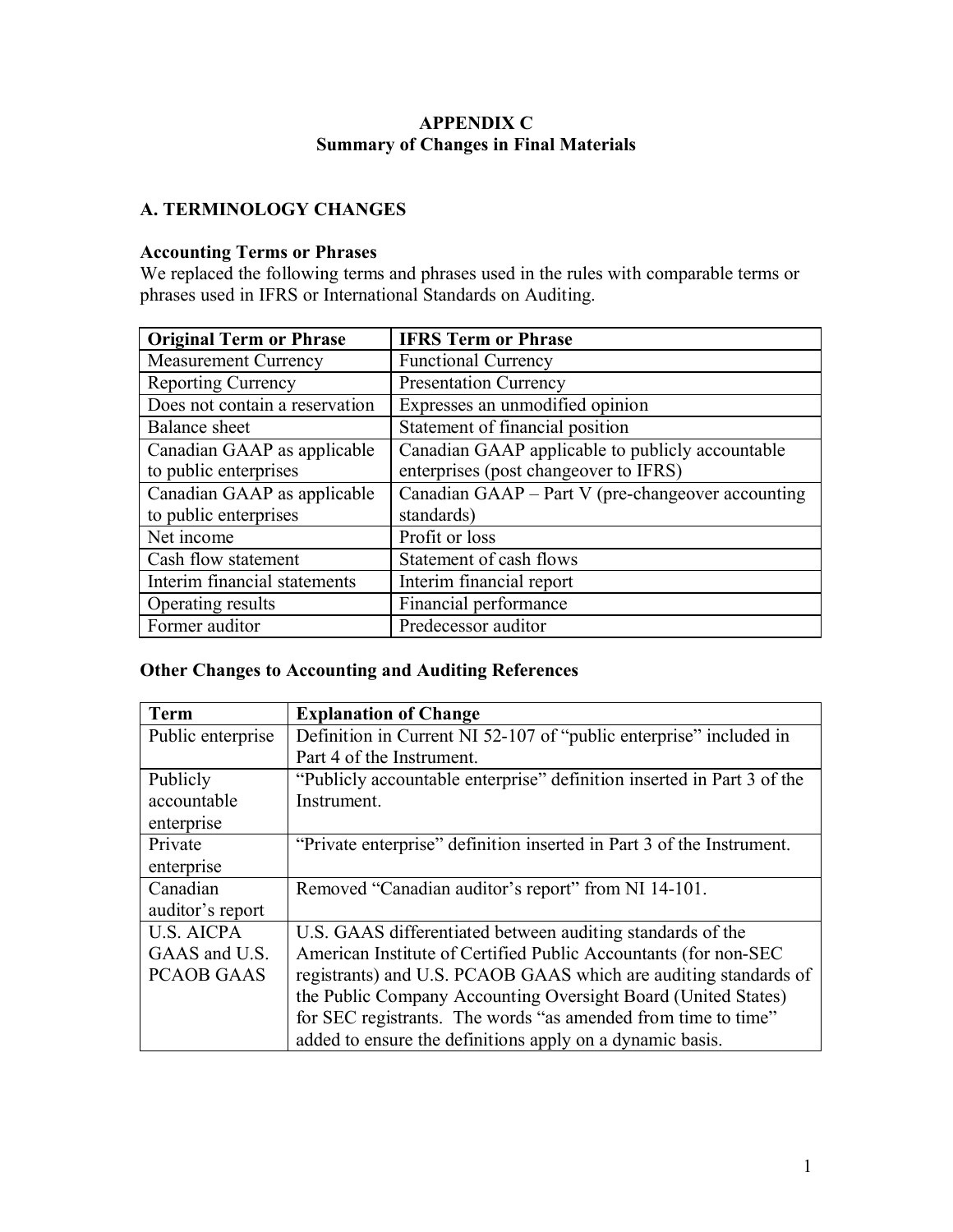# APPENDIX C
## Summary of Changes in Final Materials

## A. TERMINOLOGY CHANGES

### Accounting Terms or Phrases

We replaced the following terms and phrases used in the rules with comparable terms or phrases used in IFRS or International Standards on Auditing.

| Original Term or Phrase | IFRS Term or Phrase |
|---|---|
| Measurement Currency | Functional Currency |
| Reporting Currency | Presentation Currency |
| Does not contain a reservation | Expresses an unmodified opinion |
| Balance sheet | Statement of financial position |
| Canadian GAAP as applicable to public enterprises | Canadian GAAP applicable to publicly accountable enterprises (post changeover to IFRS) |
| Canadian GAAP as applicable to public enterprises | Canadian GAAP – Part V (pre-changeover accounting standards) |
| Net income | Profit or loss |
| Cash flow statement | Statement of cash flows |
| Interim financial statements | Interim financial report |
| Operating results | Financial performance |
| Former auditor | Predecessor auditor |

### Other Changes to Accounting and Auditing References

| Term | Explanation of Change |
|---|---|
| Public enterprise | Definition in Current NI 52-107 of "public enterprise" included in Part 4 of the Instrument. |
| Publicly accountable enterprise | "Publicly accountable enterprise" definition inserted in Part 3 of the Instrument. |
| Private enterprise | "Private enterprise" definition inserted in Part 3 of the Instrument. |
| Canadian auditor's report | Removed "Canadian auditor's report" from NI 14-101. |
| U.S. AICPA GAAS and U.S. PCAOB GAAS | U.S. GAAS differentiated between auditing standards of the American Institute of Certified Public Accountants (for non-SEC registrants) and U.S. PCAOB GAAS which are auditing standards of the Public Company Accounting Oversight Board (United States) for SEC registrants. The words "as amended from time to time" added to ensure the definitions apply on a dynamic basis. |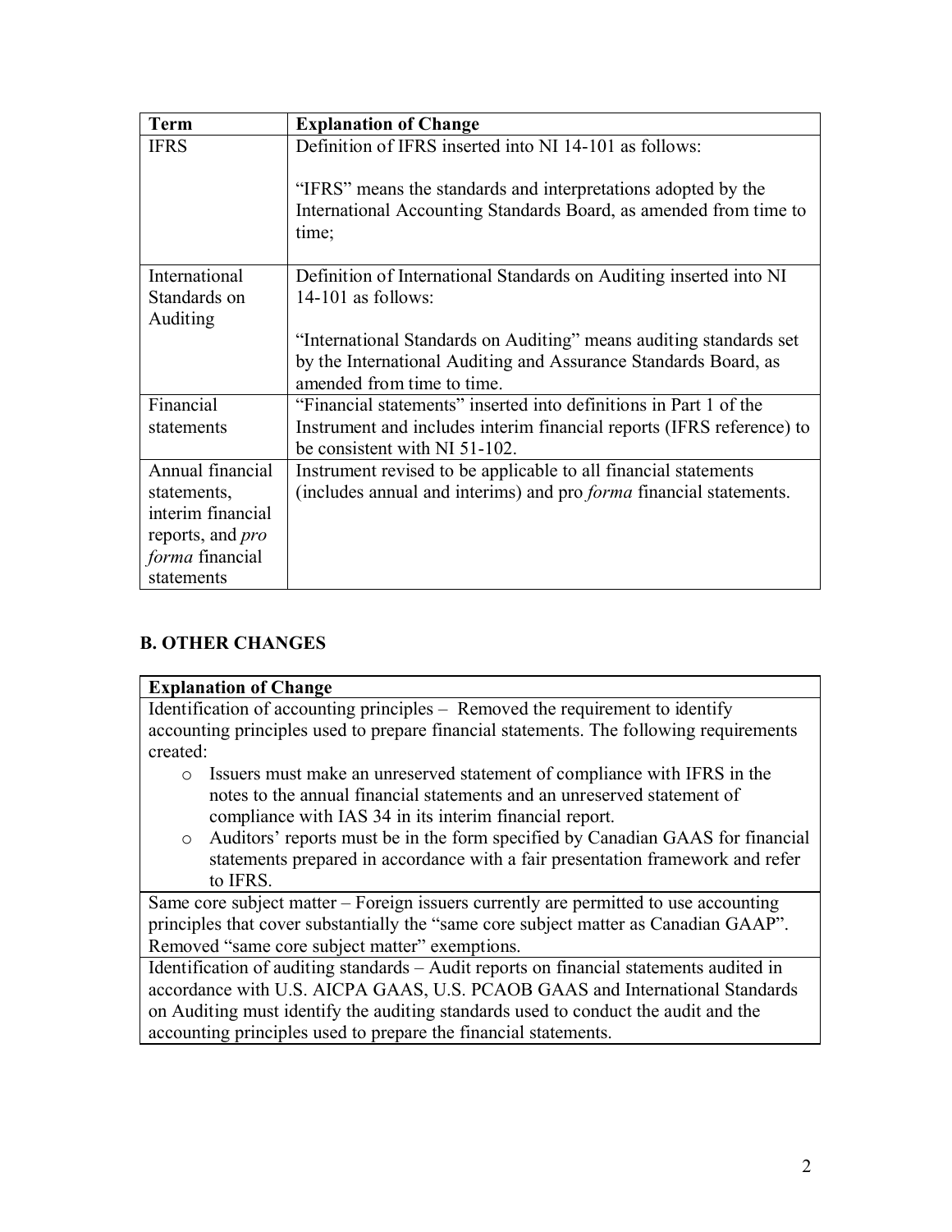| Term | Explanation of Change |
| --- | --- |
| IFRS | Definition of IFRS inserted into NI 14-101 as follows:<br><br>"IFRS" means the standards and interpretations adopted by the International Accounting Standards Board, as amended from time to time; |
| International Standards on Auditing | Definition of International Standards on Auditing inserted into NI 14-101 as follows:<br><br>"International Standards on Auditing" means auditing standards set by the International Auditing and Assurance Standards Board, as amended from time to time. |
| Financial statements | "Financial statements" inserted into definitions in Part 1 of the Instrument and includes interim financial reports (IFRS reference) to be consistent with NI 51-102. |
| Annual financial statements, interim financial reports, and *pro forma* financial statements | Instrument revised to be applicable to all financial statements (includes annual and interims) and pro *forma* financial statements. |

## B. OTHER CHANGES

| Explanation of Change |
| --- |
| Identification of accounting principles – Removed the requirement to identify accounting principles used to prepare financial statements. The following requirements created:<br>○ Issuers must make an unreserved statement of compliance with IFRS in the notes to the annual financial statements and an unreserved statement of compliance with IAS 34 in its interim financial report.<br>○ Auditors' reports must be in the form specified by Canadian GAAS for financial statements prepared in accordance with a fair presentation framework and refer to IFRS. |
| Same core subject matter – Foreign issuers currently are permitted to use accounting principles that cover substantially the "same core subject matter as Canadian GAAP". Removed "same core subject matter" exemptions. |
| Identification of auditing standards – Audit reports on financial statements audited in accordance with U.S. AICPA GAAS, U.S. PCAOB GAAS and International Standards on Auditing must identify the auditing standards used to conduct the audit and the accounting principles used to prepare the financial statements. |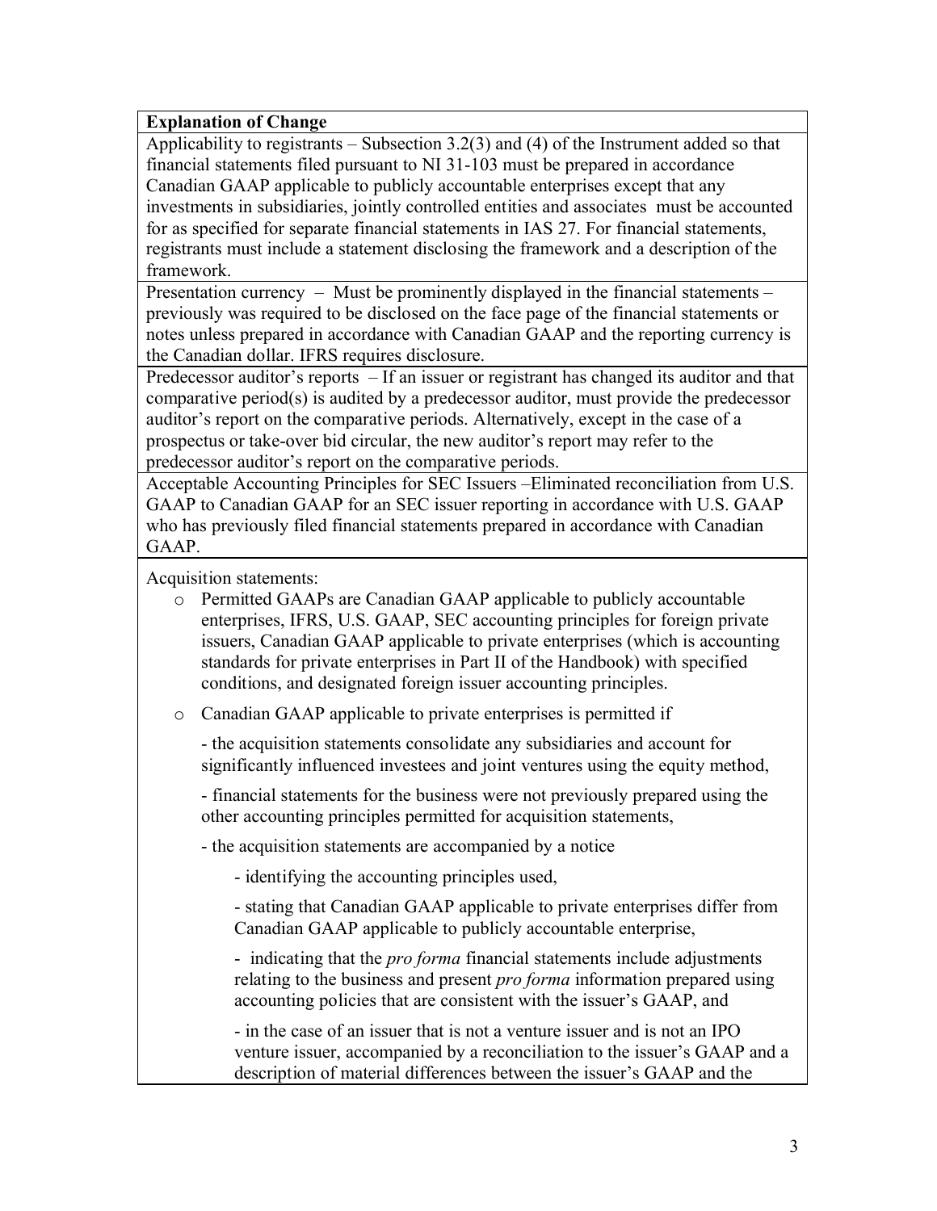| **Explanation of Change** |
|---|
| Applicability to registrants – Subsection 3.2(3) and (4) of the Instrument added so that financial statements filed pursuant to NI 31-103 must be prepared in accordance Canadian GAAP applicable to publicly accountable enterprises except that any investments in subsidiaries, jointly controlled entities and associates must be accounted for as specified for separate financial statements in IAS 27. For financial statements, registrants must include a statement disclosing the framework and a description of the framework. |
| Presentation currency – Must be prominently displayed in the financial statements – previously was required to be disclosed on the face page of the financial statements or notes unless prepared in accordance with Canadian GAAP and the reporting currency is the Canadian dollar. IFRS requires disclosure. |
| Predecessor auditor's reports – If an issuer or registrant has changed its auditor and that comparative period(s) is audited by a predecessor auditor, must provide the predecessor auditor's report on the comparative periods. Alternatively, except in the case of a prospectus or take-over bid circular, the new auditor's report may refer to the predecessor auditor's report on the comparative periods. |
| Acceptable Accounting Principles for SEC Issuers –Eliminated reconciliation from U.S. GAAP to Canadian GAAP for an SEC issuer reporting in accordance with U.S. GAAP who has previously filed financial statements prepared in accordance with Canadian GAAP. |
| Acquisition statements:<br>o Permitted GAAPs are Canadian GAAP applicable to publicly accountable enterprises, IFRS, U.S. GAAP, SEC accounting principles for foreign private issuers, Canadian GAAP applicable to private enterprises (which is accounting standards for private enterprises in Part II of the Handbook) with specified conditions, and designated foreign issuer accounting principles.<br>o Canadian GAAP applicable to private enterprises is permitted if<br>- the acquisition statements consolidate any subsidiaries and account for significantly influenced investees and joint ventures using the equity method,<br>- financial statements for the business were not previously prepared using the other accounting principles permitted for acquisition statements,<br>- the acquisition statements are accompanied by a notice<br>- identifying the accounting principles used,<br>- stating that Canadian GAAP applicable to private enterprises differ from Canadian GAAP applicable to publicly accountable enterprise,<br>- indicating that the *pro forma* financial statements include adjustments relating to the business and present *pro forma* information prepared using accounting policies that are consistent with the issuer's GAAP, and<br>- in the case of an issuer that is not a venture issuer and is not an IPO venture issuer, accompanied by a reconciliation to the issuer's GAAP and a description of material differences between the issuer's GAAP and the |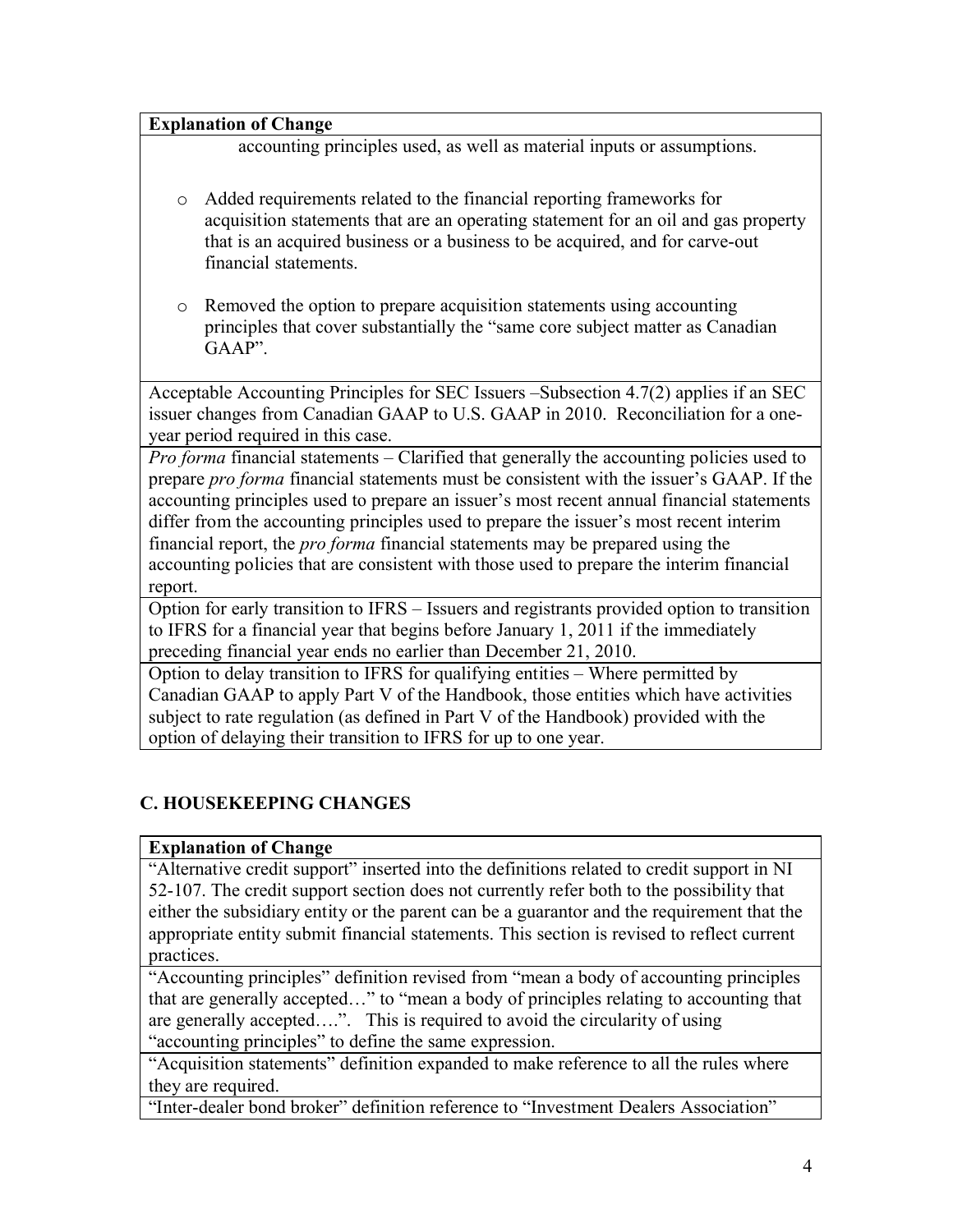| Explanation of Change |
|---|
| accounting principles used, as well as material inputs or assumptions.<br><br>o Added requirements related to the financial reporting frameworks for acquisition statements that are an operating statement for an oil and gas property that is an acquired business or a business to be acquired, and for carve-out financial statements.<br><br>o Removed the option to prepare acquisition statements using accounting principles that cover substantially the "same core subject matter as Canadian GAAP". |
| Acceptable Accounting Principles for SEC Issuers –Subsection 4.7(2) applies if an SEC issuer changes from Canadian GAAP to U.S. GAAP in 2010. Reconciliation for a one-year period required in this case. |
| *Pro forma* financial statements – Clarified that generally the accounting policies used to prepare *pro forma* financial statements must be consistent with the issuer's GAAP. If the accounting principles used to prepare an issuer's most recent annual financial statements differ from the accounting principles used to prepare the issuer's most recent interim financial report, the *pro forma* financial statements may be prepared using the accounting policies that are consistent with those used to prepare the interim financial report. |
| Option for early transition to IFRS – Issuers and registrants provided option to transition to IFRS for a financial year that begins before January 1, 2011 if the immediately preceding financial year ends no earlier than December 21, 2010. |
| Option to delay transition to IFRS for qualifying entities – Where permitted by Canadian GAAP to apply Part V of the Handbook, those entities which have activities subject to rate regulation (as defined in Part V of the Handbook) provided with the option of delaying their transition to IFRS for up to one year. |

## C. HOUSEKEEPING CHANGES

| Explanation of Change |
|---|
| "Alternative credit support" inserted into the definitions related to credit support in NI 52-107. The credit support section does not currently refer both to the possibility that either the subsidiary entity or the parent can be a guarantor and the requirement that the appropriate entity submit financial statements. This section is revised to reflect current practices. |
| "Accounting principles" definition revised from "mean a body of accounting principles that are generally accepted…" to "mean a body of principles relating to accounting that are generally accepted….". This is required to avoid the circularity of using "accounting principles" to define the same expression. |
| "Acquisition statements" definition expanded to make reference to all the rules where they are required. |
| "Inter-dealer bond broker" definition reference to "Investment Dealers Association" |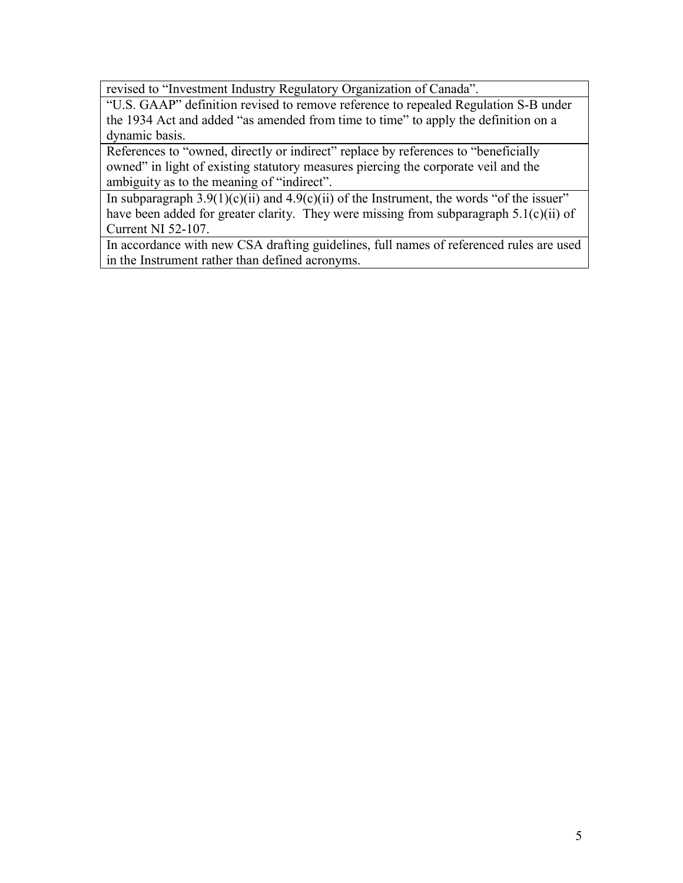| |
|---|
| revised to "Investment Industry Regulatory Organization of Canada". |
| "U.S. GAAP" definition revised to remove reference to repealed Regulation S-B under the 1934 Act and added "as amended from time to time" to apply the definition on a dynamic basis. |
| References to "owned, directly or indirect" replace by references to "beneficially owned" in light of existing statutory measures piercing the corporate veil and the ambiguity as to the meaning of "indirect". |
| In subparagraph 3.9(1)(c)(ii) and 4.9(c)(ii) of the Instrument, the words "of the issuer" have been added for greater clarity. They were missing from subparagraph 5.1(c)(ii) of Current NI 52-107. |
| In accordance with new CSA drafting guidelines, full names of referenced rules are used in the Instrument rather than defined acronyms. |